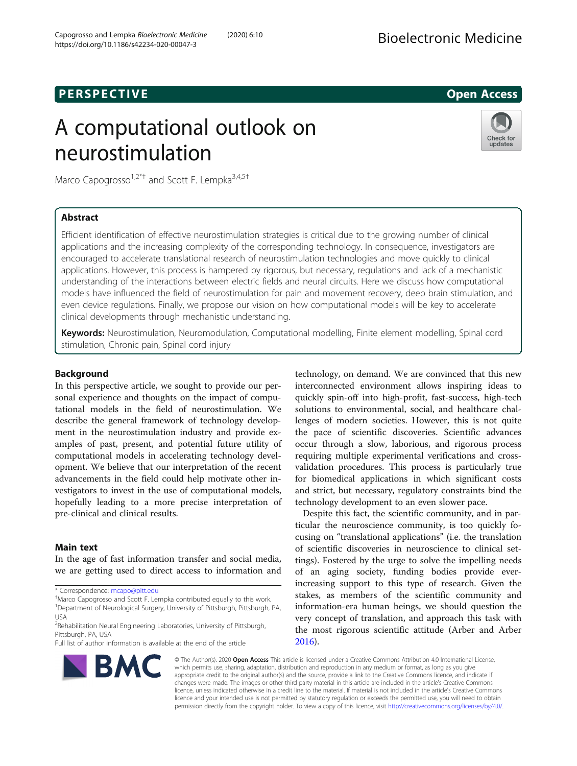PERSPECTIVE

Open Access

# A computational outlook on neurostimulation

Marco Capogrosso[1,2*†] and Scott F. Lempka[3,4,5†]

## Abstract

Efficient identification of effective neurostimulation strategies is critical due to the growing number of clinical applications and the increasing complexity of the corresponding technology. In consequence, investigators are encouraged to accelerate translational research of neurostimulation technologies and move quickly to clinical applications. However, this process is hampered by rigorous, but necessary, regulations and lack of a mechanistic understanding of the interactions between electric fields and neural circuits. Here we discuss how computational models have influenced the field of neurostimulation for pain and movement recovery, deep brain stimulation, and even device regulations. Finally, we propose our vision on how computational models will be key to accelerate clinical developments through mechanistic understanding.

**Keywords:** Neurostimulation, Neuromodulation, Computational modelling, Finite element modelling, Spinal cord stimulation, Chronic pain, Spinal cord injury

## Background

In this perspective article, we sought to provide our personal experience and thoughts on the impact of computational models in the field of neurostimulation. We describe the general framework of technology development in the neurostimulation industry and provide examples of past, present, and potential future utility of computational models in accelerating technology development. We believe that our interpretation of the recent advancements in the field could help motivate other investigators to invest in the use of computational models, hopefully leading to a more precise interpretation of pre-clinical and clinical results.

## Main text

In the age of fast information transfer and social media, we are getting used to direct access to information and technology, on demand. We are convinced that this new interconnected environment allows inspiring ideas to quickly spin-off into high-profit, fast-success, high-tech solutions to environmental, social, and healthcare challenges of modern societies. However, this is not quite the pace of scientific discoveries. Scientific advances occur through a slow, laborious, and rigorous process requiring multiple experimental verifications and cross-validation procedures. This process is particularly true for biomedical applications in which significant costs and strict, but necessary, regulatory constraints bind the technology development to an even slower pace.

Despite this fact, the scientific community, and in particular the neuroscience community, is too quickly focusing on "translational applications" (i.e. the translation of scientific discoveries in neuroscience to clinical settings). Fostered by the urge to solve the impelling needs of an aging society, funding bodies provide ever-increasing support to this type of research. Given the stakes, as members of the scientific community and information-era human beings, we should question the very concept of translation, and approach this task with the most rigorous scientific attitude (Arber and Arber 2016).

* Correspondence: mcapo@pitt.edu

†Marco Capogrosso and Scott F. Lempka contributed equally to this work.

[1]Department of Neurological Surgery, University of Pittsburgh, Pittsburgh, PA, USA

[2]Rehabilitation Neural Engineering Laboratories, University of Pittsburgh, Pittsburgh, PA, USA

Full list of author information is available at the end of the article

© The Author(s). 2020 **Open Access** This article is licensed under a Creative Commons Attribution 4.0 International License, which permits use, sharing, adaptation, distribution and reproduction in any medium or format, as long as you give appropriate credit to the original author(s) and the source, provide a link to the Creative Commons licence, and indicate if changes were made. The images or other third party material in this article are included in the article's Creative Commons licence, unless indicated otherwise in a credit line to the material. If material is not included in the article's Creative Commons licence and your intended use is not permitted by statutory regulation or exceeds the permitted use, you will need to obtain permission directly from the copyright holder. To view a copy of this licence, visit http://creativecommons.org/licenses/by/4.0/.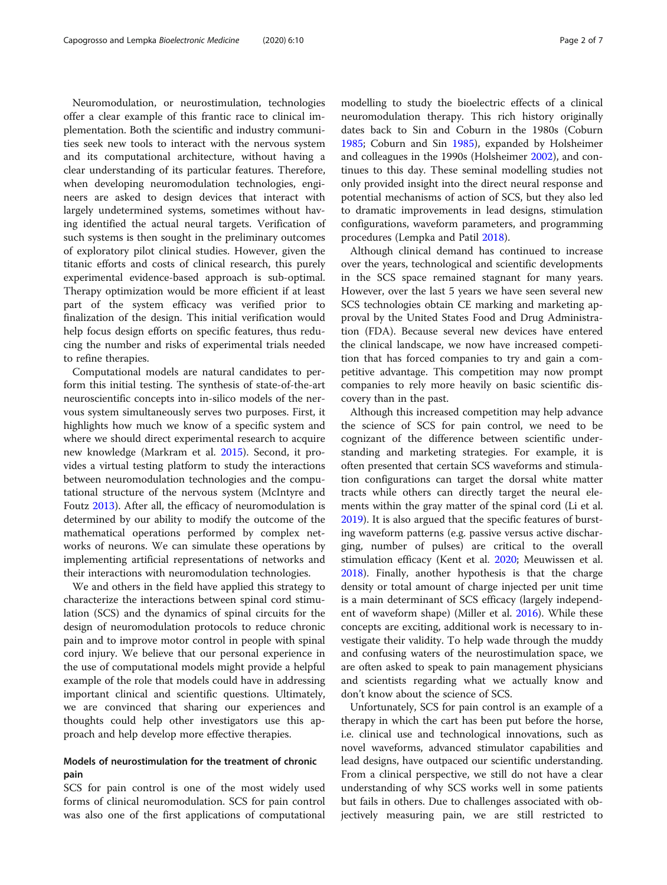Neuromodulation, or neurostimulation, technologies offer a clear example of this frantic race to clinical implementation. Both the scientific and industry communities seek new tools to interact with the nervous system and its computational architecture, without having a clear understanding of its particular features. Therefore, when developing neuromodulation technologies, engineers are asked to design devices that interact with largely undetermined systems, sometimes without having identified the actual neural targets. Verification of such systems is then sought in the preliminary outcomes of exploratory pilot clinical studies. However, given the titanic efforts and costs of clinical research, this purely experimental evidence-based approach is sub-optimal. Therapy optimization would be more efficient if at least part of the system efficacy was verified prior to finalization of the design. This initial verification would help focus design efforts on specific features, thus reducing the number and risks of experimental trials needed to refine therapies.

Computational models are natural candidates to perform this initial testing. The synthesis of state-of-the-art neuroscientific concepts into in-silico models of the nervous system simultaneously serves two purposes. First, it highlights how much we know of a specific system and where we should direct experimental research to acquire new knowledge (Markram et al. 2015). Second, it provides a virtual testing platform to study the interactions between neuromodulation technologies and the computational structure of the nervous system (McIntyre and Foutz 2013). After all, the efficacy of neuromodulation is determined by our ability to modify the outcome of the mathematical operations performed by complex networks of neurons. We can simulate these operations by implementing artificial representations of networks and their interactions with neuromodulation technologies.

We and others in the field have applied this strategy to characterize the interactions between spinal cord stimulation (SCS) and the dynamics of spinal circuits for the design of neuromodulation protocols to reduce chronic pain and to improve motor control in people with spinal cord injury. We believe that our personal experience in the use of computational models might provide a helpful example of the role that models could have in addressing important clinical and scientific questions. Ultimately, we are convinced that sharing our experiences and thoughts could help other investigators use this approach and help develop more effective therapies.

## Models of neurostimulation for the treatment of chronic pain

SCS for pain control is one of the most widely used forms of clinical neuromodulation. SCS for pain control was also one of the first applications of computational modelling to study the bioelectric effects of a clinical neuromodulation therapy. This rich history originally dates back to Sin and Coburn in the 1980s (Coburn 1985; Coburn and Sin 1985), expanded by Holsheimer and colleagues in the 1990s (Holsheimer 2002), and continues to this day. These seminal modelling studies not only provided insight into the direct neural response and potential mechanisms of action of SCS, but they also led to dramatic improvements in lead designs, stimulation configurations, waveform parameters, and programming procedures (Lempka and Patil 2018).

Although clinical demand has continued to increase over the years, technological and scientific developments in the SCS space remained stagnant for many years. However, over the last 5 years we have seen several new SCS technologies obtain CE marking and marketing approval by the United States Food and Drug Administration (FDA). Because several new devices have entered the clinical landscape, we now have increased competition that has forced companies to try and gain a competitive advantage. This competition may now prompt companies to rely more heavily on basic scientific discovery than in the past.

Although this increased competition may help advance the science of SCS for pain control, we need to be cognizant of the difference between scientific understanding and marketing strategies. For example, it is often presented that certain SCS waveforms and stimulation configurations can target the dorsal white matter tracts while others can directly target the neural elements within the gray matter of the spinal cord (Li et al. 2019). It is also argued that the specific features of bursting waveform patterns (e.g. passive versus active discharging, number of pulses) are critical to the overall stimulation efficacy (Kent et al. 2020; Meuwissen et al. 2018). Finally, another hypothesis is that the charge density or total amount of charge injected per unit time is a main determinant of SCS efficacy (largely independent of waveform shape) (Miller et al. 2016). While these concepts are exciting, additional work is necessary to investigate their validity. To help wade through the muddy and confusing waters of the neurostimulation space, we are often asked to speak to pain management physicians and scientists regarding what we actually know and don't know about the science of SCS.

Unfortunately, SCS for pain control is an example of a therapy in which the cart has been put before the horse, i.e. clinical use and technological innovations, such as novel waveforms, advanced stimulator capabilities and lead designs, have outpaced our scientific understanding. From a clinical perspective, we still do not have a clear understanding of why SCS works well in some patients but fails in others. Due to challenges associated with objectively measuring pain, we are still restricted to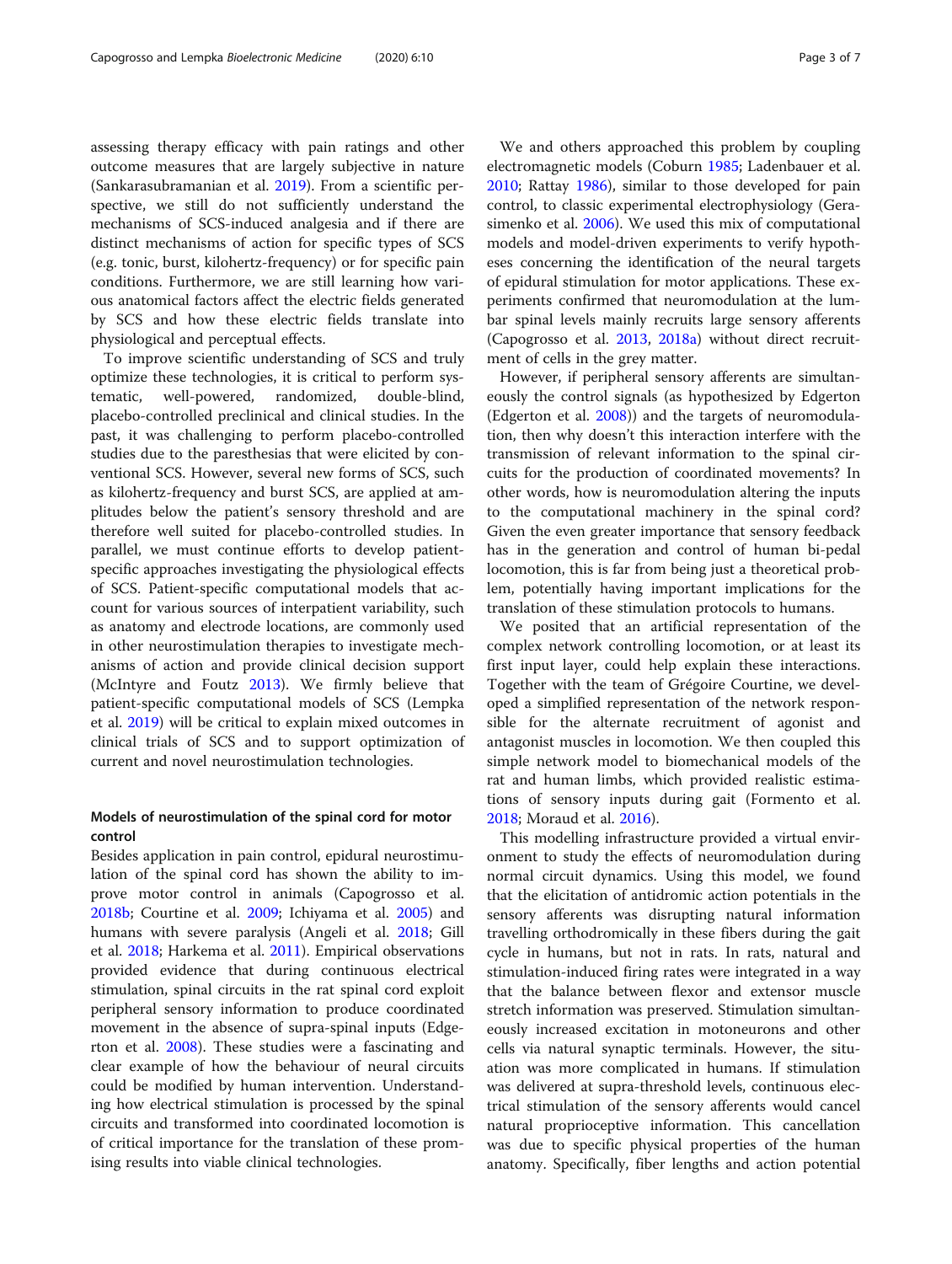assessing therapy efficacy with pain ratings and other outcome measures that are largely subjective in nature (Sankarasubramanian et al. 2019). From a scientific perspective, we still do not sufficiently understand the mechanisms of SCS-induced analgesia and if there are distinct mechanisms of action for specific types of SCS (e.g. tonic, burst, kilohertz-frequency) or for specific pain conditions. Furthermore, we are still learning how various anatomical factors affect the electric fields generated by SCS and how these electric fields translate into physiological and perceptual effects.

To improve scientific understanding of SCS and truly optimize these technologies, it is critical to perform systematic, well-powered, randomized, double-blind, placebo-controlled preclinical and clinical studies. In the past, it was challenging to perform placebo-controlled studies due to the paresthesias that were elicited by conventional SCS. However, several new forms of SCS, such as kilohertz-frequency and burst SCS, are applied at amplitudes below the patient's sensory threshold and are therefore well suited for placebo-controlled studies. In parallel, we must continue efforts to develop patient-specific approaches investigating the physiological effects of SCS. Patient-specific computational models that account for various sources of interpatient variability, such as anatomy and electrode locations, are commonly used in other neurostimulation therapies to investigate mechanisms of action and provide clinical decision support (McIntyre and Foutz 2013). We firmly believe that patient-specific computational models of SCS (Lempka et al. 2019) will be critical to explain mixed outcomes in clinical trials of SCS and to support optimization of current and novel neurostimulation technologies.

## Models of neurostimulation of the spinal cord for motor control

Besides application in pain control, epidural neurostimulation of the spinal cord has shown the ability to improve motor control in animals (Capogrosso et al. 2018b; Courtine et al. 2009; Ichiyama et al. 2005) and humans with severe paralysis (Angeli et al. 2018; Gill et al. 2018; Harkema et al. 2011). Empirical observations provided evidence that during continuous electrical stimulation, spinal circuits in the rat spinal cord exploit peripheral sensory information to produce coordinated movement in the absence of supra-spinal inputs (Edgerton et al. 2008). These studies were a fascinating and clear example of how the behaviour of neural circuits could be modified by human intervention. Understanding how electrical stimulation is processed by the spinal circuits and transformed into coordinated locomotion is of critical importance for the translation of these promising results into viable clinical technologies.

We and others approached this problem by coupling electromagnetic models (Coburn 1985; Ladenbauer et al. 2010; Rattay 1986), similar to those developed for pain control, to classic experimental electrophysiology (Gerasimenko et al. 2006). We used this mix of computational models and model-driven experiments to verify hypotheses concerning the identification of the neural targets of epidural stimulation for motor applications. These experiments confirmed that neuromodulation at the lumbar spinal levels mainly recruits large sensory afferents (Capogrosso et al. 2013, 2018a) without direct recruitment of cells in the grey matter.

However, if peripheral sensory afferents are simultaneously the control signals (as hypothesized by Edgerton (Edgerton et al. 2008)) and the targets of neuromodulation, then why doesn't this interaction interfere with the transmission of relevant information to the spinal circuits for the production of coordinated movements? In other words, how is neuromodulation altering the inputs to the computational machinery in the spinal cord? Given the even greater importance that sensory feedback has in the generation and control of human bi-pedal locomotion, this is far from being just a theoretical problem, potentially having important implications for the translation of these stimulation protocols to humans.

We posited that an artificial representation of the complex network controlling locomotion, or at least its first input layer, could help explain these interactions. Together with the team of Grégoire Courtine, we developed a simplified representation of the network responsible for the alternate recruitment of agonist and antagonist muscles in locomotion. We then coupled this simple network model to biomechanical models of the rat and human limbs, which provided realistic estimations of sensory inputs during gait (Formento et al. 2018; Moraud et al. 2016).

This modelling infrastructure provided a virtual environment to study the effects of neuromodulation during normal circuit dynamics. Using this model, we found that the elicitation of antidromic action potentials in the sensory afferents was disrupting natural information travelling orthodromically in these fibers during the gait cycle in humans, but not in rats. In rats, natural and stimulation-induced firing rates were integrated in a way that the balance between flexor and extensor muscle stretch information was preserved. Stimulation simultaneously increased excitation in motoneurons and other cells via natural synaptic terminals. However, the situation was more complicated in humans. If stimulation was delivered at supra-threshold levels, continuous electrical stimulation of the sensory afferents would cancel natural proprioceptive information. This cancellation was due to specific physical properties of the human anatomy. Specifically, fiber lengths and action potential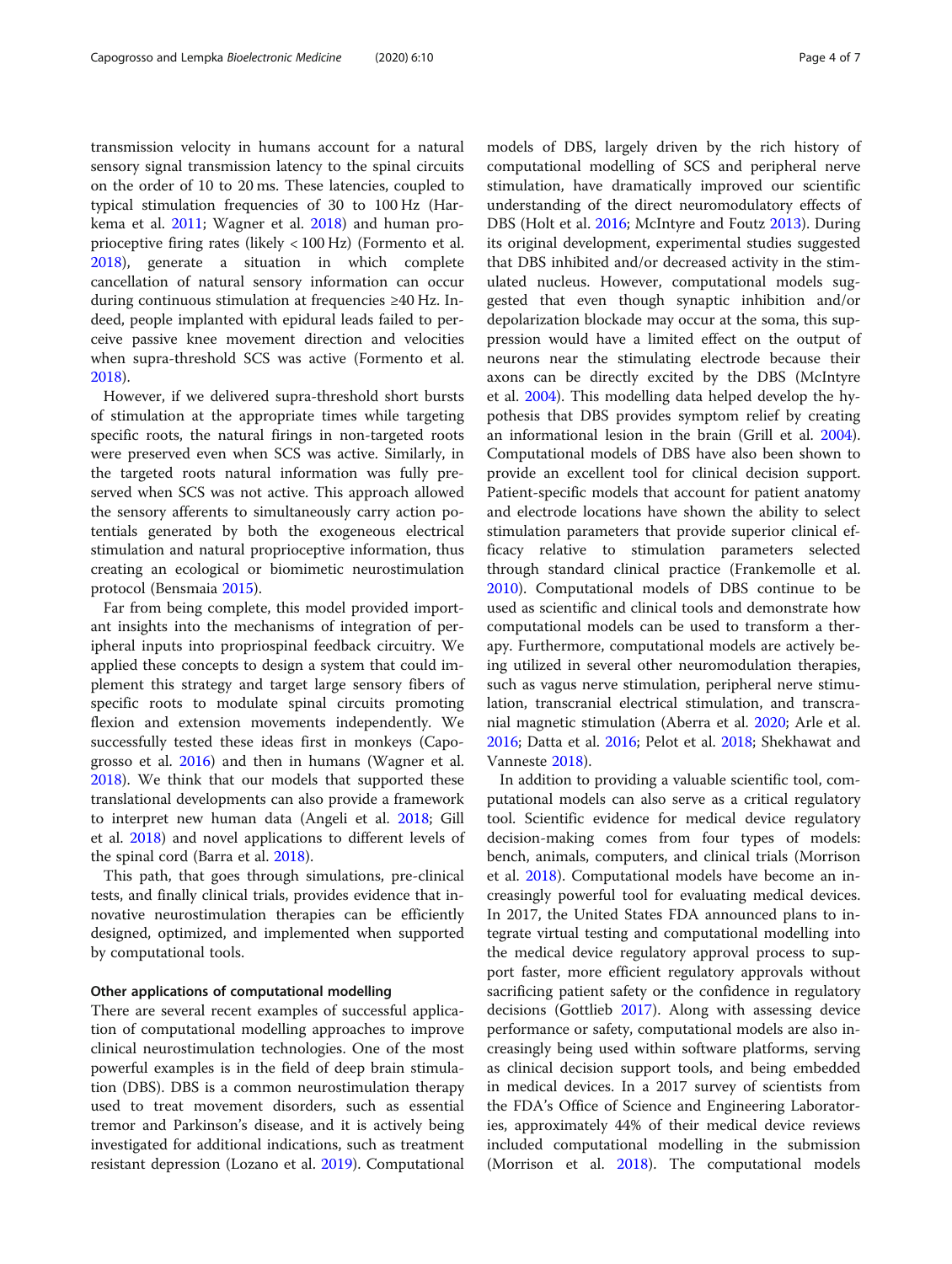transmission velocity in humans account for a natural sensory signal transmission latency to the spinal circuits on the order of 10 to 20 ms. These latencies, coupled to typical stimulation frequencies of 30 to 100 Hz (Harkema et al. 2011; Wagner et al. 2018) and human proprioceptive firing rates (likely < 100 Hz) (Formento et al. 2018), generate a situation in which complete cancellation of natural sensory information can occur during continuous stimulation at frequencies ≥40 Hz. Indeed, people implanted with epidural leads failed to perceive passive knee movement direction and velocities when supra-threshold SCS was active (Formento et al. 2018).

However, if we delivered supra-threshold short bursts of stimulation at the appropriate times while targeting specific roots, the natural firings in non-targeted roots were preserved even when SCS was active. Similarly, in the targeted roots natural information was fully preserved when SCS was not active. This approach allowed the sensory afferents to simultaneously carry action potentials generated by both the exogeneous electrical stimulation and natural proprioceptive information, thus creating an ecological or biomimetic neurostimulation protocol (Bensmaia 2015).

Far from being complete, this model provided important insights into the mechanisms of integration of peripheral inputs into propriospinal feedback circuitry. We applied these concepts to design a system that could implement this strategy and target large sensory fibers of specific roots to modulate spinal circuits promoting flexion and extension movements independently. We successfully tested these ideas first in monkeys (Capogrosso et al. 2016) and then in humans (Wagner et al. 2018). We think that our models that supported these translational developments can also provide a framework to interpret new human data (Angeli et al. 2018; Gill et al. 2018) and novel applications to different levels of the spinal cord (Barra et al. 2018).

This path, that goes through simulations, pre-clinical tests, and finally clinical trials, provides evidence that innovative neurostimulation therapies can be efficiently designed, optimized, and implemented when supported by computational tools.

#### Other applications of computational modelling

There are several recent examples of successful application of computational modelling approaches to improve clinical neurostimulation technologies. One of the most powerful examples is in the field of deep brain stimulation (DBS). DBS is a common neurostimulation therapy used to treat movement disorders, such as essential tremor and Parkinson's disease, and it is actively being investigated for additional indications, such as treatment resistant depression (Lozano et al. 2019). Computational models of DBS, largely driven by the rich history of computational modelling of SCS and peripheral nerve stimulation, have dramatically improved our scientific understanding of the direct neuromodulatory effects of DBS (Holt et al. 2016; McIntyre and Foutz 2013). During its original development, experimental studies suggested that DBS inhibited and/or decreased activity in the stimulated nucleus. However, computational models suggested that even though synaptic inhibition and/or depolarization blockade may occur at the soma, this suppression would have a limited effect on the output of neurons near the stimulating electrode because their axons can be directly excited by the DBS (McIntyre et al. 2004). This modelling data helped develop the hypothesis that DBS provides symptom relief by creating an informational lesion in the brain (Grill et al. 2004). Computational models of DBS have also been shown to provide an excellent tool for clinical decision support. Patient-specific models that account for patient anatomy and electrode locations have shown the ability to select stimulation parameters that provide superior clinical efficacy relative to stimulation parameters selected through standard clinical practice (Frankemolle et al. 2010). Computational models of DBS continue to be used as scientific and clinical tools and demonstrate how computational models can be used to transform a therapy. Furthermore, computational models are actively being utilized in several other neuromodulation therapies, such as vagus nerve stimulation, peripheral nerve stimulation, transcranial electrical stimulation, and transcranial magnetic stimulation (Aberra et al. 2020; Arle et al. 2016; Datta et al. 2016; Pelot et al. 2018; Shekhawat and Vanneste 2018).

In addition to providing a valuable scientific tool, computational models can also serve as a critical regulatory tool. Scientific evidence for medical device regulatory decision-making comes from four types of models: bench, animals, computers, and clinical trials (Morrison et al. 2018). Computational models have become an increasingly powerful tool for evaluating medical devices. In 2017, the United States FDA announced plans to integrate virtual testing and computational modelling into the medical device regulatory approval process to support faster, more efficient regulatory approvals without sacrificing patient safety or the confidence in regulatory decisions (Gottlieb 2017). Along with assessing device performance or safety, computational models are also increasingly being used within software platforms, serving as clinical decision support tools, and being embedded in medical devices. In a 2017 survey of scientists from the FDA's Office of Science and Engineering Laboratories, approximately 44% of their medical device reviews included computational modelling in the submission (Morrison et al. 2018). The computational models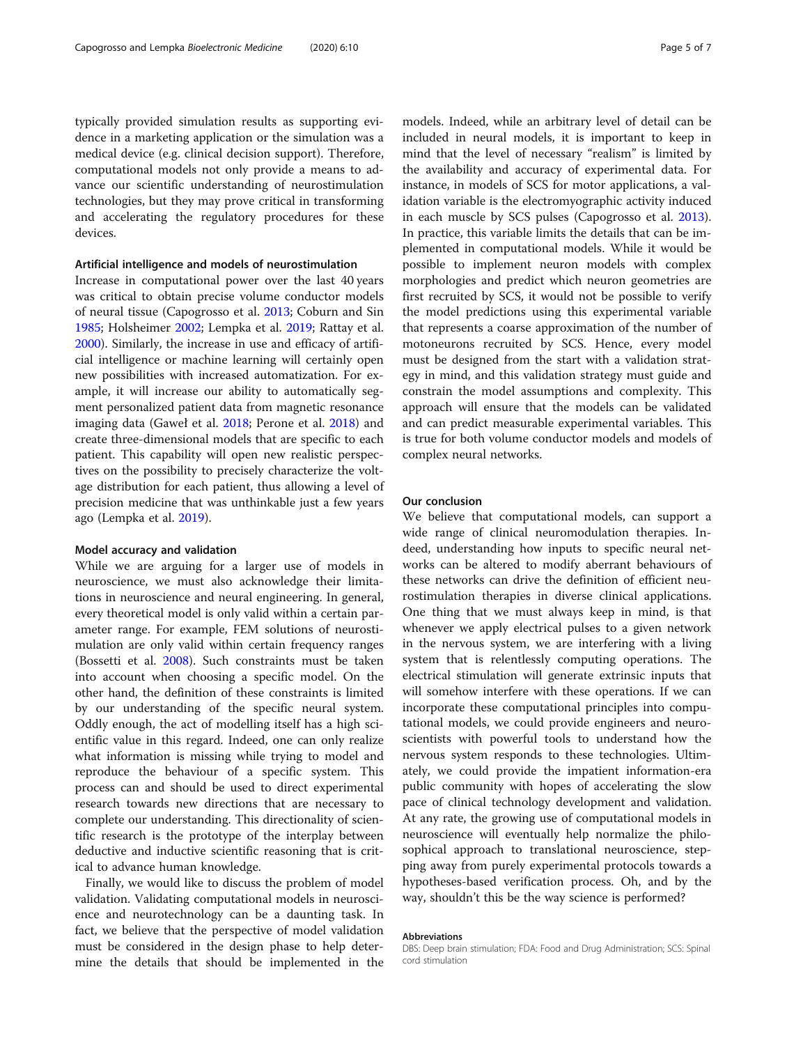typically provided simulation results as supporting evidence in a marketing application or the simulation was a medical device (e.g. clinical decision support). Therefore, computational models not only provide a means to advance our scientific understanding of neurostimulation technologies, but they may prove critical in transforming and accelerating the regulatory procedures for these devices.

#### Artificial intelligence and models of neurostimulation

Increase in computational power over the last 40 years was critical to obtain precise volume conductor models of neural tissue (Capogrosso et al. 2013; Coburn and Sin 1985; Holsheimer 2002; Lempka et al. 2019; Rattay et al. 2000). Similarly, the increase in use and efficacy of artificial intelligence or machine learning will certainly open new possibilities with increased automatization. For example, it will increase our ability to automatically segment personalized patient data from magnetic resonance imaging data (Gaweł et al. 2018; Perone et al. 2018) and create three-dimensional models that are specific to each patient. This capability will open new realistic perspectives on the possibility to precisely characterize the voltage distribution for each patient, thus allowing a level of precision medicine that was unthinkable just a few years ago (Lempka et al. 2019).

#### Model accuracy and validation

While we are arguing for a larger use of models in neuroscience, we must also acknowledge their limitations in neuroscience and neural engineering. In general, every theoretical model is only valid within a certain parameter range. For example, FEM solutions of neurostimulation are only valid within certain frequency ranges (Bossetti et al. 2008). Such constraints must be taken into account when choosing a specific model. On the other hand, the definition of these constraints is limited by our understanding of the specific neural system. Oddly enough, the act of modelling itself has a high scientific value in this regard. Indeed, one can only realize what information is missing while trying to model and reproduce the behaviour of a specific system. This process can and should be used to direct experimental research towards new directions that are necessary to complete our understanding. This directionality of scientific research is the prototype of the interplay between deductive and inductive scientific reasoning that is critical to advance human knowledge.

Finally, we would like to discuss the problem of model validation. Validating computational models in neuroscience and neurotechnology can be a daunting task. In fact, we believe that the perspective of model validation must be considered in the design phase to help determine the details that should be implemented in the models. Indeed, while an arbitrary level of detail can be included in neural models, it is important to keep in mind that the level of necessary "realism" is limited by the availability and accuracy of experimental data. For instance, in models of SCS for motor applications, a validation variable is the electromyographic activity induced in each muscle by SCS pulses (Capogrosso et al. 2013). In practice, this variable limits the details that can be implemented in computational models. While it would be possible to implement neuron models with complex morphologies and predict which neuron geometries are first recruited by SCS, it would not be possible to verify the model predictions using this experimental variable that represents a coarse approximation of the number of motoneurons recruited by SCS. Hence, every model must be designed from the start with a validation strategy in mind, and this validation strategy must guide and constrain the model assumptions and complexity. This approach will ensure that the models can be validated and can predict measurable experimental variables. This is true for both volume conductor models and models of complex neural networks.

#### Our conclusion

We believe that computational models, can support a wide range of clinical neuromodulation therapies. Indeed, understanding how inputs to specific neural networks can be altered to modify aberrant behaviours of these networks can drive the definition of efficient neurostimulation therapies in diverse clinical applications. One thing that we must always keep in mind, is that whenever we apply electrical pulses to a given network in the nervous system, we are interfering with a living system that is relentlessly computing operations. The electrical stimulation will generate extrinsic inputs that will somehow interfere with these operations. If we can incorporate these computational principles into computational models, we could provide engineers and neuroscientists with powerful tools to understand how the nervous system responds to these technologies. Ultimately, we could provide the impatient information-era public community with hopes of accelerating the slow pace of clinical technology development and validation. At any rate, the growing use of computational models in neuroscience will eventually help normalize the philosophical approach to translational neuroscience, stepping away from purely experimental protocols towards a hypotheses-based verification process. Oh, and by the way, shouldn't this be the way science is performed?

#### Abbreviations

DBS: Deep brain stimulation; FDA: Food and Drug Administration; SCS: Spinal cord stimulation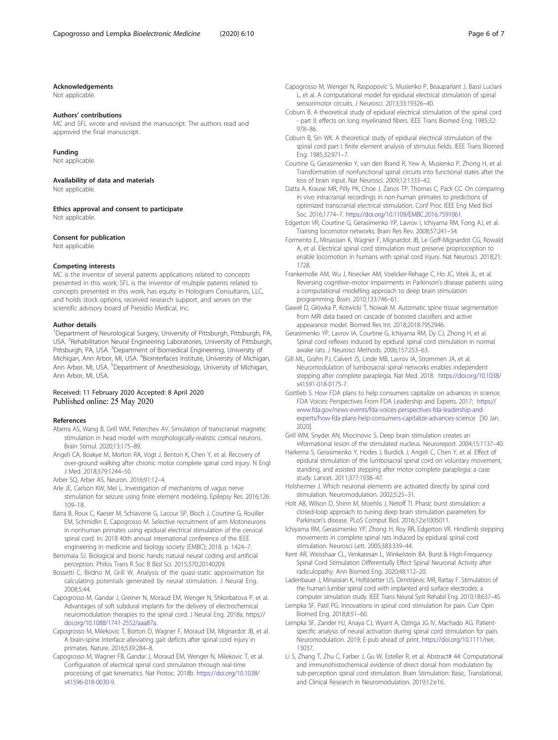### Acknowledgements

Not applicable.

### Authors' contributions

MC and SFL wrote and revised the manuscript. The authors read and approved the final manuscript.

### Funding

Not applicable.

### Availability of data and materials

Not applicable.

### Ethics approval and consent to participate

Not applicable.

### Consent for publication

Not applicable.

### Competing interests

MC is the inventor of several patents applications related to concepts presented in this work; SFL is the inventor of multiple patents related to concepts presented in this work, has equity in Hologram Consultants, LLC, and holds stock options, received research support, and serves on the scientific advisory board of Presidio Medical, Inc.

### Author details

[1]Department of Neurological Surgery, University of Pittsburgh, Pittsburgh, PA, USA. [2]Rehabilitation Neural Engineering Laboratories, University of Pittsburgh, Pittsburgh, PA, USA. [3]Department of Biomedical Engineering, University of Michigan, Ann Arbor, MI, USA. [4]Biointerfaces Institute, University of Michigan, Ann Arbor, MI, USA. [5]Department of Anesthesiology, University of Michigan, Ann Arbor, MI, USA.

Received: 11 February 2020 Accepted: 8 April 2020
Published online: 25 May 2020

### References

- Aberra AS, Wang B, Grill WM, Peterchev AV. Simulation of transcranial magnetic stimulation in head model with morphologically-realistic cortical neurons. Brain Stimul. 2020;13:175–89.
- Angeli CA, Boakye M, Morton RA, Vogt J, Benton K, Chen Y, et al. Recovery of over-ground walking after chronic motor complete spinal cord injury. N Engl J Med. 2018;379:1244–50.
- Arber SQ, Arber AS. Neuron. 2016;91:12–4.
- Arle JE, Carlson KW, Mei L. Investigation of mechanisms of vagus nerve stimulation for seizure using finite element modeling. Epilepsy Res. 2016;126: 109–18.
- Barra B, Roux C, Kaeser M, Schiavone G, Lacour SP, Bloch J, Courtine G, Rouiller EM, Schmidlin E, Capogrosso M. Selective recruitment of arm Motoneurons in nonhuman primates using epidural electrical stimulation of the cervical spinal cord. In: 2018 40th annual international conference of the IEEE engineering in medicine and biology society (EMBC); 2018. p. 1424–7.
- Bensmaia SJ. Biological and bionic hands: natural neural coding and artificial perception. Philos Trans R Soc B Biol Sci. 2015;370:20140209.
- Bossetti C, Birdno M, Grill W. Analysis of the quasi-static approximation for calculating potentials generated by neural stimulation. J Neural Eng. 2008;5:44.
- Capogrosso M, Gandar J, Greiner N, Moraud EM, Wenger N, Shkorbatova P, et al. Advantages of soft subdural implants for the delivery of electrochemical neuromodulation therapies to the spinal cord. J Neural Eng. 2018a. https://doi.org/10.1088/1741-2552/aaa87a.
- Capogrosso M, Milekovic T, Borton D, Wagner F, Moraud EM, Mignardot JB, et al. A brain-spine interface alleviating gait deficits after spinal cord injury in primates. Nature. 2016;539:284–8.
- Capogrosso M, Wagner FB, Gandar J, Moraud EM, Wenger N, Milekovic T, et al. Configuration of electrical spinal cord stimulation through real-time processing of gait kinematics. Nat Protoc. 2018b. https://doi.org/10.1038/s41596-018-0030-9.
- Capogrosso M, Wenger N, Raspopovic S, Musienko P, Beauparlant J, Bassi Luciani L, et al. A computational model for epidural electrical stimulation of spinal sensorimotor circuits. J Neurosci. 2013;33:19326–40.
- Coburn B. A theoretical study of epidural electrical stimulation of the spinal cord - part II: effects on long myelinated fibers. IEEE Trans Biomed Eng. 1985;32: 978–86.
- Coburn B, Sin WK. A theoretical study of epidural electrical stimulation of the spinal cord part I: finite element analysis of stimulus fields. IEEE Trans Biomed Eng. 1985;32:971–7.
- Courtine G, Gerasimenko Y, van den Brand R, Yew A, Musienko P, Zhong H, et al. Transformation of nonfunctional spinal circuits into functional states after the loss of brain input. Nat Neurosci. 2009;12:1333–42.
- Datta A, Krause MR, Pilly PK, Choe J, Zanos TP, Thomas C, Pack CC. On comparing in vivo intracranial recordings in non-human primates to predictions of optimized transcranial electrical stimulation. Conf Proc IEEE Eng Med Biol Soc. 2016;1774–7. https://doi.org/10.1109/EMBC.2016.7591061.
- Edgerton VR, Courtine G, Gerasimenko YP, Lavrov I, Ichiyama RM, Fong AJ, et al. Training locomotor networks. Brain Res Rev. 2008;57:241–54.
- Formento E, Minassian K, Wagner F, Mignardot JB, Le Goff-Mignardot CG, Rowald A, et al. Electrical spinal cord stimulation must preserve proprioception to enable locomotion in humans with spinal cord injury. Nat Neurosci. 2018;21: 1728.
- Frankemolle AM, Wu J, Noecker AM, Voelcker-Rehage C, Ho JC, Vitek JL, et al. Reversing cognitive–motor impairments in Parkinson's disease patients using a computational modelling approach to deep brain stimulation programming. Brain. 2010;133:746–61.
- Gaweł D, Główka P, Kotwicki T, Nowak M. Automatic spine tissue segmentation from MRI data based on cascade of boosted classifiers and active appearance model. Biomed Res Int. 2018;2018:7952946.
- Gerasimenko YP, Lavrov IA, Courtine G, Ichiyama RM, Dy CJ, Zhong H, et al. Spinal cord reflexes induced by epidural spinal cord stimulation in normal awake rats. J Neurosci Methods. 2006;157:253–63.
- Gill ML, Grahn PJ, Calvert JS, Linde MB, Lavrov IA, Strommen JA, et al. Neuromodulation of lumbosacral spinal networks enables independent stepping after complete paraplegia. Nat Med. 2018. https://doi.org/10.1038/s41591-018-0175-7.
- Gottlieb S. How FDA plans to help consumers capitalize on advances in science. FDA Voices: Perspectives From FDA Leadership and Experts. 2017; https://www.fda.gov/news-events/fda-voices-perspectives-fda-leadership-and-experts/how-fda-plans-help-consumers-capitalize-advances-science [30 Jan. 2020].
- Grill WM, Snyder AN, Miocinovic S. Deep brain stimulation creates an informational lesion of the stimulated nucleus. Neuroreport. 2004;15:1137–40.
- Harkema S, Gerasimenko Y, Hodes J, Burdick J, Angeli C, Chen Y, et al. Effect of epidural stimulation of the lumbosacral spinal cord on voluntary movement, standing, and assisted stepping after motor complete paraplegia: a case study. Lancet. 2011;377:1938–47.
- Holsheimer J. Which neuronal elements are activated directly by spinal cord stimulation. Neuromodulation. 2002;5:25–31.
- Holt AB, Wilson D, Shinn M, Moehlis J, Netoff TI. Phasic burst stimulation: a closed-loop approach to tuning deep brain stimulation parameters for Parkinson's disease. PLoS Comput Biol. 2016;12:e1005011.
- Ichiyama RM, Gerasimenko YP, Zhong H, Roy RR, Edgerton VR. Hindlimb stepping movements in complete spinal rats induced by epidural spinal cord stimulation. Neurosci Lett. 2005;383:339–44.
- Kent AR, Weisshaar CL, Venkatesan L, Winkelstein BA. Burst & High-Frequency Spinal Cord Stimulation Differentially Effect Spinal Neuronal Activity after radiculopathy. Ann Biomed Eng. 2020;48:112–20.
- Ladenbauer J, Minassian K, Hofstoetter US, Dimitrijevic MR, Rattay F. Stimulation of the human lumbar spinal cord with implanted and surface electrodes: a computer simulation study. IEEE Trans Neural Syst Rehabil Eng. 2010;18:637–45.
- Lempka SF, Patil PG. Innovations in spinal cord stimulation for pain. Curr Opin Biomed Eng. 2018;8:51–60.
- Lempka SF, Zander HJ, Anaya CJ, Wyant A, Ozinga JG IV, Machado AG. Patient-specific analysis of neural activation during spinal cord stimulation for pain. Neuromodulation. 2019; E-pub ahead of print. https://doi.org/10.1111/ner.13037.
- Li S, Zhang T, Zhu C, Farber J, Gu W, Esteller R, et al. Abstract# 44: Computational and immunohistochemical evidence of direct dorsal horn modulation by sub-perception spinal cord stimulation. Brain Stimulation: Basic, Translational, and Clinical Research in Neuromodulation. 2019;12:e16.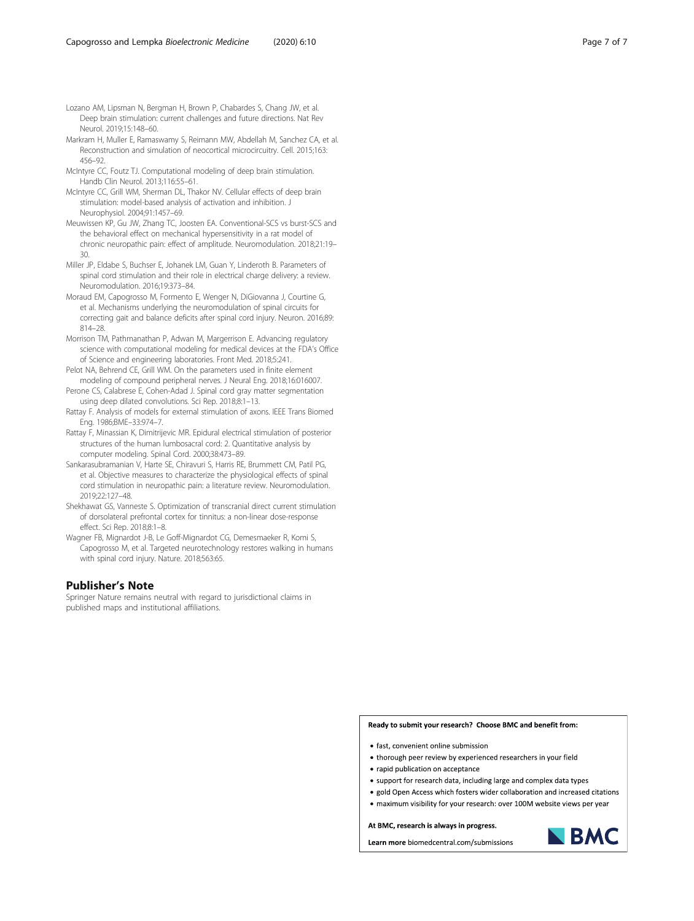Lozano AM, Lipsman N, Bergman H, Brown P, Chabardes S, Chang JW, et al. Deep brain stimulation: current challenges and future directions. Nat Rev Neurol. 2019;15:148–60.

Markram H, Muller E, Ramaswamy S, Reimann MW, Abdellah M, Sanchez CA, et al. Reconstruction and simulation of neocortical microcircuitry. Cell. 2015;163: 456–92.

McIntyre CC, Foutz TJ. Computational modeling of deep brain stimulation. Handb Clin Neurol. 2013;116:55–61.

McIntyre CC, Grill WM, Sherman DL, Thakor NV. Cellular effects of deep brain stimulation: model-based analysis of activation and inhibition. J Neurophysiol. 2004;91:1457–69.

Meuwissen KP, Gu JW, Zhang TC, Joosten EA. Conventional-SCS vs burst-SCS and the behavioral effect on mechanical hypersensitivity in a rat model of chronic neuropathic pain: effect of amplitude. Neuromodulation. 2018;21:19–30.

Miller JP, Eldabe S, Buchser E, Johanek LM, Guan Y, Linderoth B. Parameters of spinal cord stimulation and their role in electrical charge delivery: a review. Neuromodulation. 2016;19:373–84.

Moraud EM, Capogrosso M, Formento E, Wenger N, DiGiovanna J, Courtine G, et al. Mechanisms underlying the neuromodulation of spinal circuits for correcting gait and balance deficits after spinal cord injury. Neuron. 2016;89: 814–28.

Morrison TM, Pathmanathan P, Adwan M, Margerrison E. Advancing regulatory science with computational modeling for medical devices at the FDA's Office of Science and engineering laboratories. Front Med. 2018;5:241.

Pelot NA, Behrend CE, Grill WM. On the parameters used in finite element modeling of compound peripheral nerves. J Neural Eng. 2018;16:016007.

Perone CS, Calabrese E, Cohen-Adad J. Spinal cord gray matter segmentation using deep dilated convolutions. Sci Rep. 2018;8:1–13.

Rattay F. Analysis of models for external stimulation of axons. IEEE Trans Biomed Eng. 1986;BME–33:974–7.

Rattay F, Minassian K, Dimitrijevic MR. Epidural electrical stimulation of posterior structures of the human lumbosacral cord: 2. Quantitative analysis by computer modeling. Spinal Cord. 2000;38:473–89.

Sankarasubramanian V, Harte SE, Chiravuri S, Harris RE, Brummett CM, Patil PG, et al. Objective measures to characterize the physiological effects of spinal cord stimulation in neuropathic pain: a literature review. Neuromodulation. 2019;22:127–48.

Shekhawat GS, Vanneste S. Optimization of transcranial direct current stimulation of dorsolateral prefrontal cortex for tinnitus: a non-linear dose-response effect. Sci Rep. 2018;8:1–8.

Wagner FB, Mignardot J-B, Le Goff-Mignardot CG, Demesmaeker R, Komi S, Capogrosso M, et al. Targeted neurotechnology restores walking in humans with spinal cord injury. Nature. 2018;563:65.

## Publisher's Note

Springer Nature remains neutral with regard to jurisdictional claims in published maps and institutional affiliations.

**Ready to submit your research? Choose BMC and benefit from:**

- fast, convenient online submission
- thorough peer review by experienced researchers in your field
- rapid publication on acceptance
- support for research data, including large and complex data types
- gold Open Access which fosters wider collaboration and increased citations
- maximum visibility for your research: over 100M website views per year

**At BMC, research is always in progress.**

**Learn more** biomedcentral.com/submissions

BMC